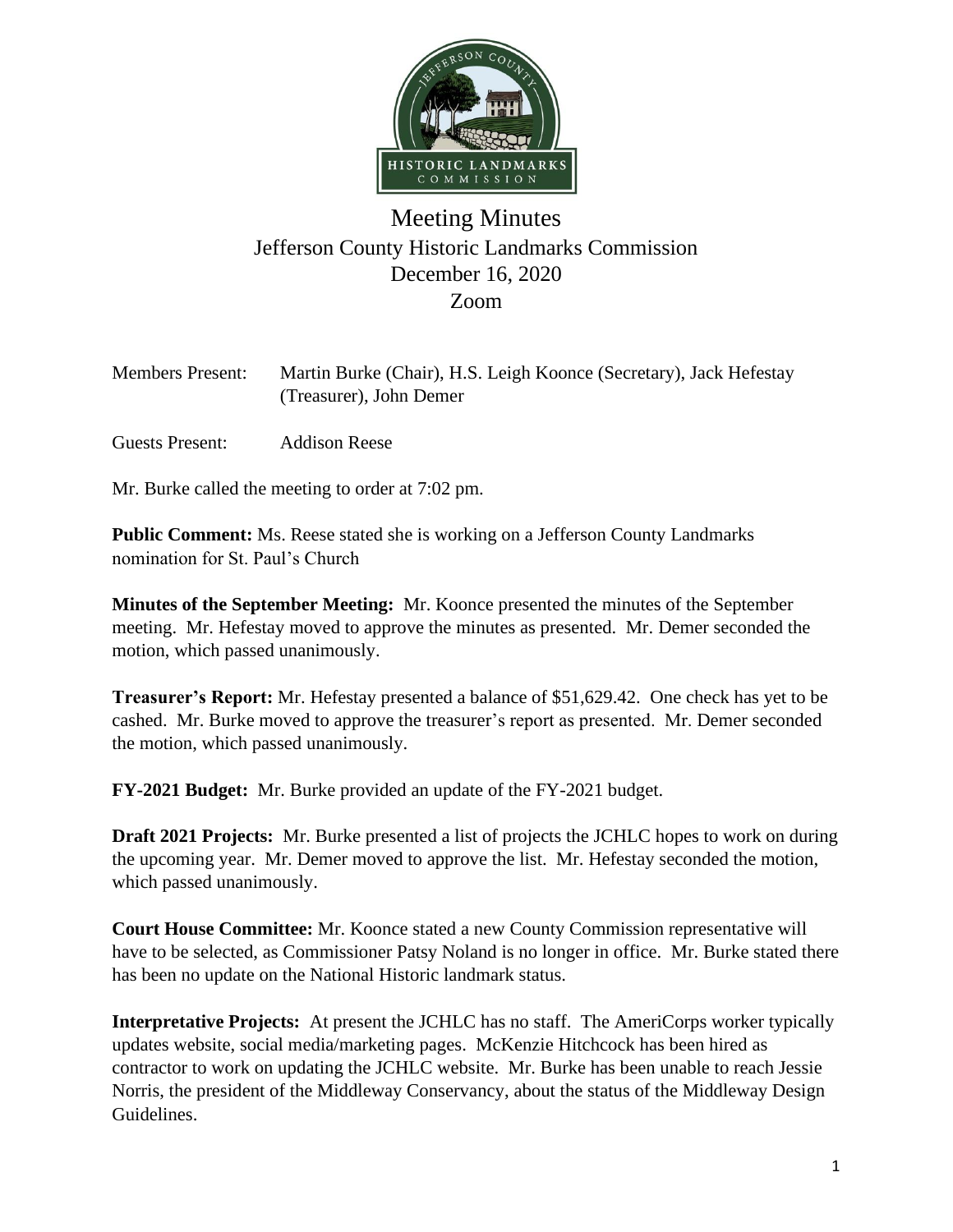# Meeting Minutes
## Jefferson County Historic Landmarks Commission
## December 16, 2020
## Zoom

Members Present: Martin Burke (Chair), H.S. Leigh Koonce (Secretary), Jack Hefestay (Treasurer), John Demer

Guests Present: Addison Reese

Mr. Burke called the meeting to order at 7:02 pm.

**Public Comment:** Ms. Reese stated she is working on a Jefferson County Landmarks nomination for St. Paul's Church

**Minutes of the September Meeting:** Mr. Koonce presented the minutes of the September meeting. Mr. Hefestay moved to approve the minutes as presented. Mr. Demer seconded the motion, which passed unanimously.

**Treasurer's Report:** Mr. Hefestay presented a balance of $51,629.42. One check has yet to be cashed. Mr. Burke moved to approve the treasurer's report as presented. Mr. Demer seconded the motion, which passed unanimously.

**FY-2021 Budget:** Mr. Burke provided an update of the FY-2021 budget.

**Draft 2021 Projects:** Mr. Burke presented a list of projects the JCHLC hopes to work on during the upcoming year. Mr. Demer moved to approve the list. Mr. Hefestay seconded the motion, which passed unanimously.

**Court House Committee:** Mr. Koonce stated a new County Commission representative will have to be selected, as Commissioner Patsy Noland is no longer in office. Mr. Burke stated there has been no update on the National Historic landmark status.

**Interpretative Projects:** At present the JCHLC has no staff. The AmeriCorps worker typically updates website, social media/marketing pages. McKenzie Hitchcock has been hired as contractor to work on updating the JCHLC website. Mr. Burke has been unable to reach Jessie Norris, the president of the Middleway Conservancy, about the status of the Middleway Design Guidelines.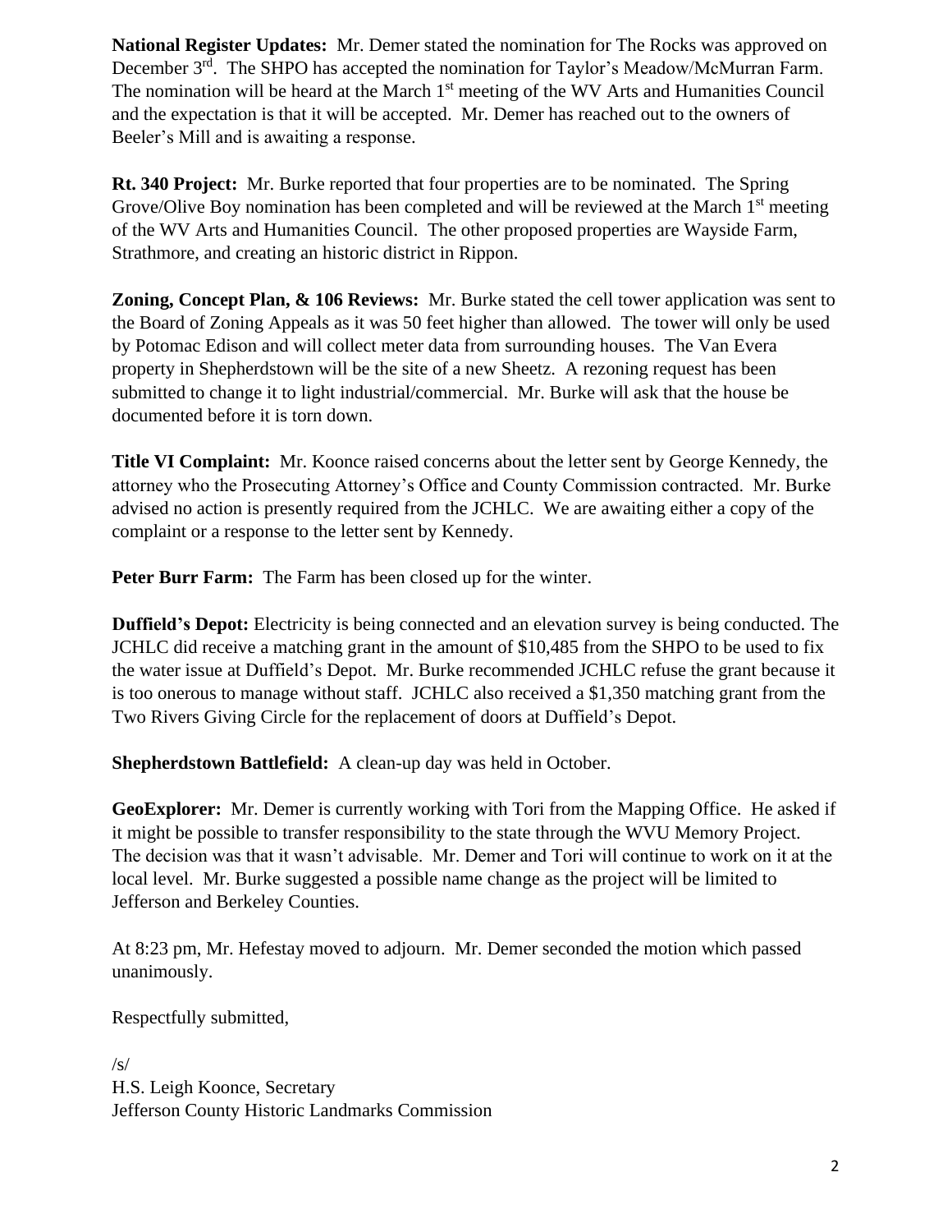**National Register Updates:** Mr. Demer stated the nomination for The Rocks was approved on December 3rd. The SHPO has accepted the nomination for Taylor's Meadow/McMurran Farm. The nomination will be heard at the March 1st meeting of the WV Arts and Humanities Council and the expectation is that it will be accepted. Mr. Demer has reached out to the owners of Beeler's Mill and is awaiting a response.

**Rt. 340 Project:** Mr. Burke reported that four properties are to be nominated. The Spring Grove/Olive Boy nomination has been completed and will be reviewed at the March 1st meeting of the WV Arts and Humanities Council. The other proposed properties are Wayside Farm, Strathmore, and creating an historic district in Rippon.

**Zoning, Concept Plan, & 106 Reviews:** Mr. Burke stated the cell tower application was sent to the Board of Zoning Appeals as it was 50 feet higher than allowed. The tower will only be used by Potomac Edison and will collect meter data from surrounding houses. The Van Evera property in Shepherdstown will be the site of a new Sheetz. A rezoning request has been submitted to change it to light industrial/commercial. Mr. Burke will ask that the house be documented before it is torn down.

**Title VI Complaint:** Mr. Koonce raised concerns about the letter sent by George Kennedy, the attorney who the Prosecuting Attorney's Office and County Commission contracted. Mr. Burke advised no action is presently required from the JCHLC. We are awaiting either a copy of the complaint or a response to the letter sent by Kennedy.

**Peter Burr Farm:** The Farm has been closed up for the winter.

**Duffield's Depot:** Electricity is being connected and an elevation survey is being conducted. The JCHLC did receive a matching grant in the amount of $10,485 from the SHPO to be used to fix the water issue at Duffield's Depot. Mr. Burke recommended JCHLC refuse the grant because it is too onerous to manage without staff. JCHLC also received a $1,350 matching grant from the Two Rivers Giving Circle for the replacement of doors at Duffield's Depot.

**Shepherdstown Battlefield:** A clean-up day was held in October.

**GeoExplorer:** Mr. Demer is currently working with Tori from the Mapping Office. He asked if it might be possible to transfer responsibility to the state through the WVU Memory Project. The decision was that it wasn't advisable. Mr. Demer and Tori will continue to work on it at the local level. Mr. Burke suggested a possible name change as the project will be limited to Jefferson and Berkeley Counties.

At 8:23 pm, Mr. Hefestay moved to adjourn. Mr. Demer seconded the motion which passed unanimously.

Respectfully submitted,

/s/
H.S. Leigh Koonce, Secretary
Jefferson County Historic Landmarks Commission